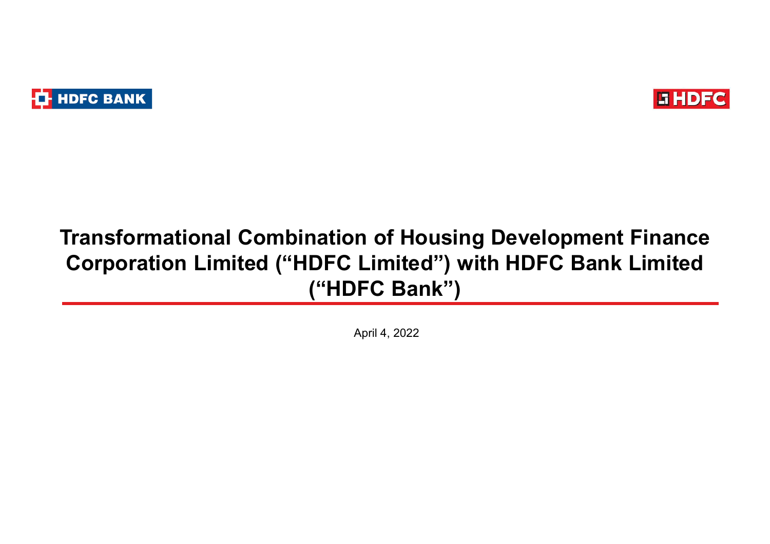HDFC BANK

HDFC

# Transformational Combination of Housing Development Finance Corporation Limited ("HDFC Limited") with HDFC Bank Limited ("HDFC Bank")

April 4, 2022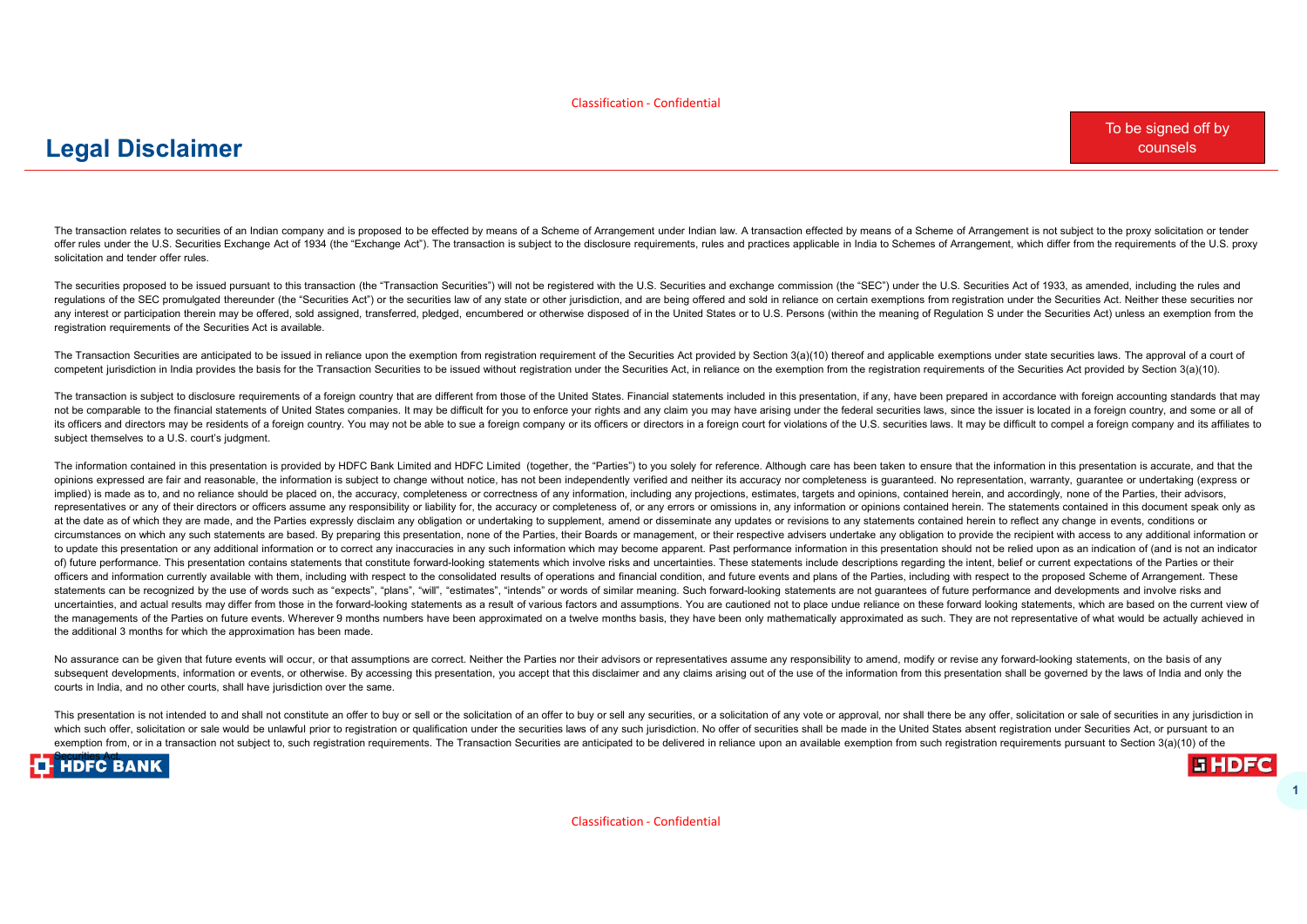# Legal Disclaimer

To be signed off by counsels

The transaction relates to securities of an Indian company and is proposed to be effected by means of a Scheme of Arrangement under Indian law. A transaction effected by means of a Scheme of Arrangement is not subject to the proxy solicitation or tender offer rules under the U.S. Securities Exchange Act of 1934 (the "Exchange Act"). The transaction is subject to the disclosure requirements, rules and practices applicable in India to Schemes of Arrangement, which differ from the requirements of the U.S. proxy solicitation and tender offer rules.

The securities proposed to be issued pursuant to this transaction (the "Transaction Securities") will not be registered with the U.S. Securities and exchange commission (the "SEC") under the U.S. Securities Act of 1933, as amended, including the rules and regulations of the SEC promulgated thereunder (the "Securities Act") or the securities law of any state or other jurisdiction, and are being offered and sold in reliance on certain exemptions from registration under the Securities Act. Neither these securities nor any interest or participation therein may be offered, sold assigned, transferred, pledged, encumbered or otherwise disposed of in the United States or to U.S. Persons (within the meaning of Regulation S under the Securities Act) unless an exemption from the registration requirements of the Securities Act is available.

The Transaction Securities are anticipated to be issued in reliance upon the exemption from registration requirement of the Securities Act provided by Section 3(a)(10) thereof and applicable exemptions under state securities laws. The approval of a court of competent jurisdiction in India provides the basis for the Transaction Securities to be issued without registration under the Securities Act, in reliance on the exemption from the registration requirements of the Securities Act provided by Section 3(a)(10).

The transaction is subject to disclosure requirements of a foreign country that are different from those of the United States. Financial statements included in this presentation, if any, have been prepared in accordance with foreign accounting standards that may not be comparable to the financial statements of United States companies. It may be difficult for you to enforce your rights and any claim you may have arising under the federal securities laws, since the issuer is located in a foreign country, and some or all of its officers and directors may be residents of a foreign country. You may not be able to sue a foreign company or its officers or directors in a foreign court for violations of the U.S. securities laws. It may be difficult to compel a foreign company and its affiliates to subject themselves to a U.S. court's judgment.

The information contained in this presentation is provided by HDFC Bank Limited and HDFC Limited (together, the "Parties") to you solely for reference. Although care has been taken to ensure that the information in this presentation is accurate, and that the opinions expressed are fair and reasonable, the information is subject to change without notice, has not been independently verified and neither its accuracy nor completeness is guaranteed. No representation, warranty, guarantee or undertaking (express or implied) is made as to, and no reliance should be placed on, the accuracy, completeness or correctness of any information, including any projections, estimates, targets and opinions, contained herein, and accordingly, none of the Parties, their advisors, representatives or any of their directors or officers assume any responsibility or liability for, the accuracy or completeness of, or any errors or omissions in, any information or opinions contained herein. The statements contained in this document speak only as at the date as of which they are made, and the Parties expressly disclaim any obligation or undertaking to supplement, amend or disseminate any updates or revisions to any statements contained herein to reflect any change in events, conditions or circumstances on which any such statements are based. By preparing this presentation, none of the Parties, their Boards or management, or their respective advisers undertake any obligation to provide the recipient with access to any additional information or to update this presentation or any additional information or to correct any inaccuracies in any such information which may become apparent. Past performance information in this presentation should not be relied upon as an indication of (and is not an indicator of) future performance. This presentation contains statements that constitute forward-looking statements which involve risks and uncertainties. These statements include descriptions regarding the intent, belief or current expectations of the Parties or their officers and information currently available with them, including with respect to the consolidated results of operations and financial condition, and future events and plans of the Parties, including with respect to the proposed Scheme of Arrangement. These statements can be recognized by the use of words such as "expects", "plans", "will", "estimates", "intends" or words of similar meaning. Such forward-looking statements are not guarantees of future performance and developments and involve risks and uncertainties, and actual results may differ from those in the forward-looking statements as a result of various factors and assumptions. You are cautioned not to place undue reliance on these forward looking statements, which are based on the current view of the managements of the Parties on future events. Wherever 9 months numbers have been approximated on a twelve months basis, they have been only mathematically approximated as such. They are not representative of what would be actually achieved in the additional 3 months for which the approximation has been made.

No assurance can be given that future events will occur, or that assumptions are correct. Neither the Parties nor their advisors or representatives assume any responsibility to amend, modify or revise any forward-looking statements, on the basis of any subsequent developments, information or events, or otherwise. By accessing this presentation, you accept that this disclaimer and any claims arising out of the use of the information from this presentation shall be governed by the laws of India and only the courts in India, and no other courts, shall have jurisdiction over the same.

This presentation is not intended to and shall not constitute an offer to buy or sell or the solicitation of an offer to buy or sell any securities, or a solicitation of any vote or approval, nor shall there be any offer, solicitation or sale of securities in any jurisdiction in which such offer, solicitation or sale would be unlawful prior to registration or qualification under the securities laws of any such jurisdiction. No offer of securities shall be made in the United States absent registration under Securities Act, or pursuant to an exemption from, or in a transaction not subject to, such registration requirements. The Transaction Securities are anticipated to be delivered in reliance upon an available exemption from such registration requirements pursuant to Section 3(a)(10) of the Securities Act.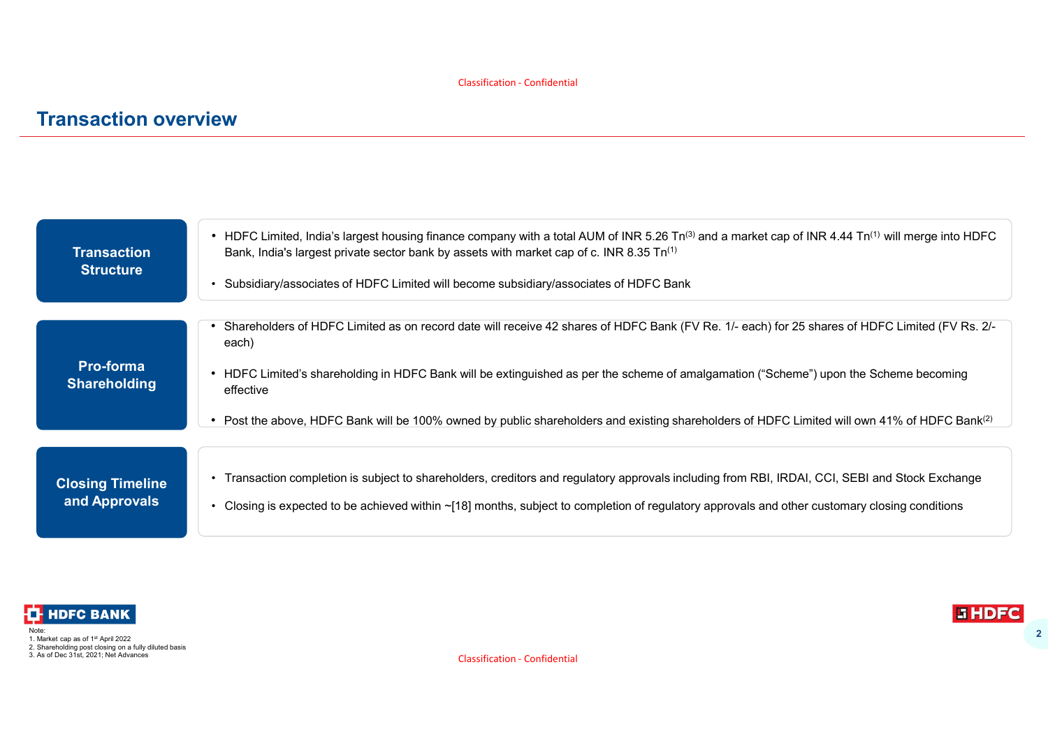## Transaction overview

**Transaction Structure**

- HDFC Limited, India's largest housing finance company with a total AUM of INR 5.26 Tn[3] and a market cap of INR 4.44 Tn[1] will merge into HDFC Bank, India's largest private sector bank by assets with market cap of c. INR 8.35 Tn[1]
- Subsidiary/associates of HDFC Limited will become subsidiary/associates of HDFC Bank

**Pro-forma Shareholding**

- Shareholders of HDFC Limited as on record date will receive 42 shares of HDFC Bank (FV Re. 1/- each) for 25 shares of HDFC Limited (FV Rs. 2/- each)
- HDFC Limited's shareholding in HDFC Bank will be extinguished as per the scheme of amalgamation ("Scheme") upon the Scheme becoming effective
- Post the above, HDFC Bank will be 100% owned by public shareholders and existing shareholders of HDFC Limited will own 41% of HDFC Bank[2]

**Closing Timeline and Approvals**

- Transaction completion is subject to shareholders, creditors and regulatory approvals including from RBI, IRDAI, CCI, SEBI and Stock Exchange
- Closing is expected to be achieved within ~[18] months, subject to completion of regulatory approvals and other customary closing conditions

Note:
1. Market cap as of 1st April 2022
2. Shareholding post closing on a fully diluted basis
3. As of Dec 31st, 2021; Net Advances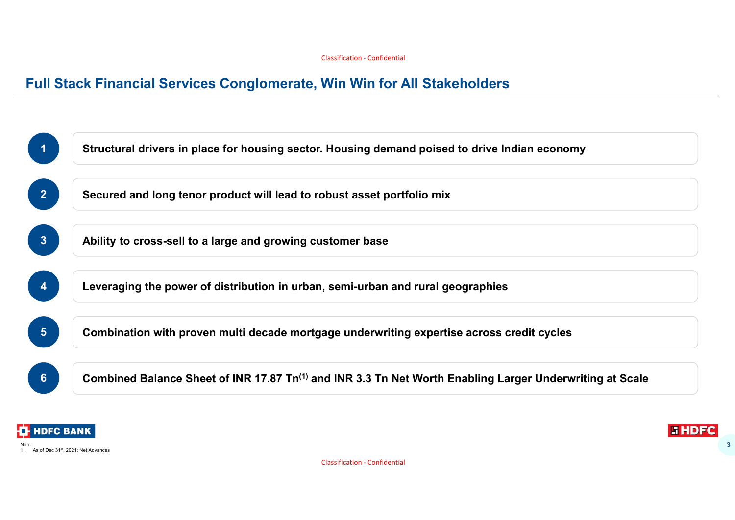# Full Stack Financial Services Conglomerate, Win Win for All Stakeholders

1. **Structural drivers in place for housing sector. Housing demand poised to drive Indian economy**
2. **Secured and long tenor product will lead to robust asset portfolio mix**
3. **Ability to cross-sell to a large and growing customer base**
4. **Leveraging the power of distribution in urban, semi-urban and rural geographies**
5. **Combination with proven multi decade mortgage underwriting expertise across credit cycles**
6. **Combined Balance Sheet of INR 17.87 Tn(1) and INR 3.3 Tn Net Worth Enabling Larger Underwriting at Scale**

HDFC BANK

HDFC

Note:
1. As of Dec 31st, 2021; Net Advances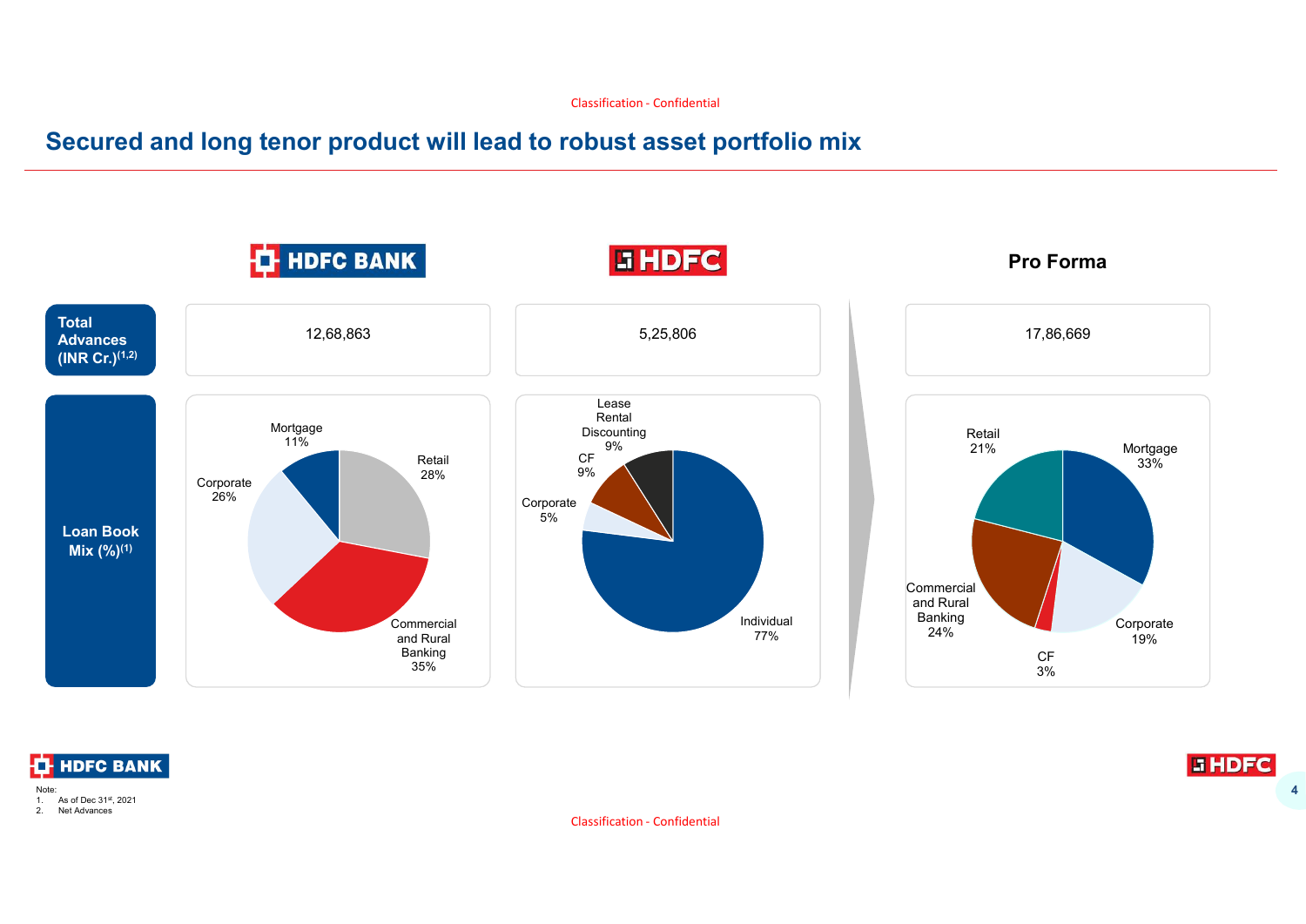# Secured and long tenor product will lead to robust asset portfolio mix

| | HDFC BANK | HDFC | Pro Forma |
|---|---|---|---|
| **Total Advances (INR Cr.)[1,2]** | 12,68,863 | 5,25,806 | 17,86,669 |

**Loan Book Mix (%)[1]**

**HDFC BANK**
- Retail 28%
- Commercial and Rural Banking 35%
- Corporate 26%
- Mortgage 11%

**HDFC**
- Individual 77%
- Corporate 5%
- CF 9%
- Lease Rental Discounting 9%

**Pro Forma**
- Mortgage 33%
- Corporate 19%
- CF 3%
- Commercial and Rural Banking 24%
- Retail 21%

Note:
1. As of Dec 31st, 2021
2. Net Advances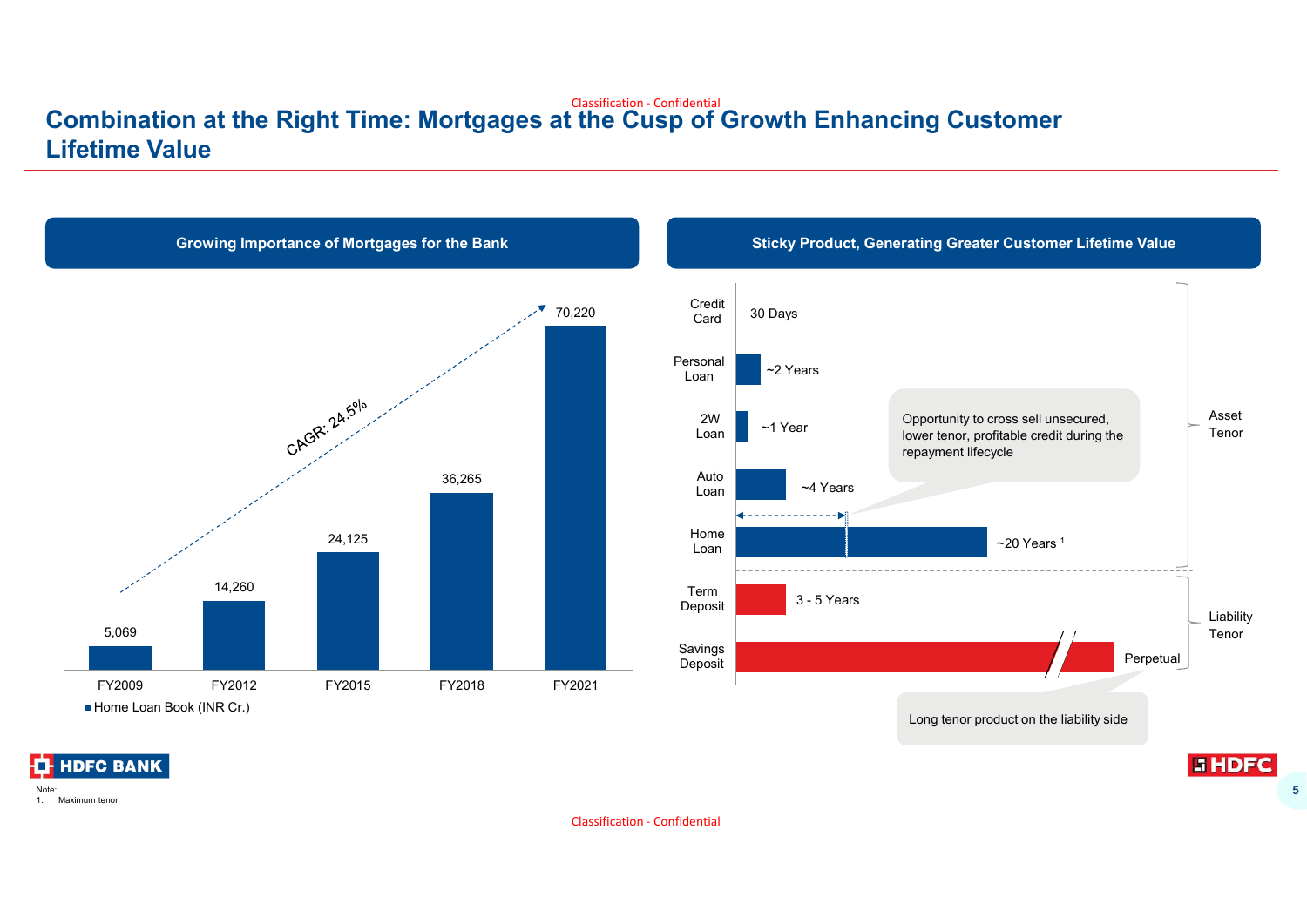# Combination at the Right Time: Mortgages at the Cusp of Growth Enhancing Customer Lifetime Value

## Growing Importance of Mortgages for the Bank

Home Loan Book (INR Cr.)

| FY2009 | FY2012 | FY2015 | FY2018 | FY2021 |
|---|---|---|---|---|
| 5,069 | 14,260 | 24,125 | 36,265 | 70,220 |

CAGR: 24.5%

## Sticky Product, Generating Greater Customer Lifetime Value

| Product | Tenor | Type |
|---|---|---|
| Credit Card | 30 Days | Asset Tenor |
| Personal Loan | ~2 Years | Asset Tenor |
| 2W Loan | ~1 Year | Asset Tenor |
| Auto Loan | ~4 Years | Asset Tenor |
| Home Loan | ~20 Years [1] | Asset Tenor |
| Term Deposit | 3 - 5 Years | Liability Tenor |
| Savings Deposit | Perpetual | Liability Tenor |

Opportunity to cross sell unsecured, lower tenor, profitable credit during the repayment lifecycle

Long tenor product on the liability side

Note:
1. Maximum tenor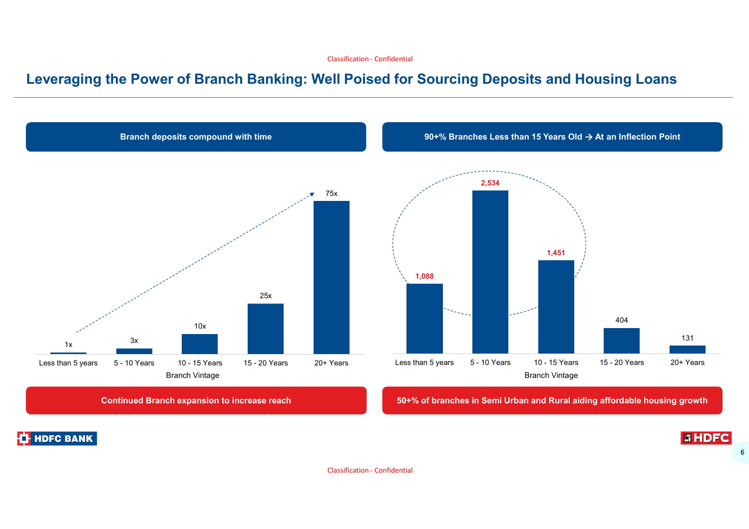# Leveraging the Power of Branch Banking: Well Poised for Sourcing Deposits and Housing Loans

**Branch deposits compound with time**

| Branch Vintage | Deposits |
|---|---|
| Less than 5 years | 1x |
| 5 - 10 Years | 3x |
| 10 - 15 Years | 10x |
| 15 - 20 Years | 25x |
| 20+ Years | 75x |

**Continued Branch expansion to increase reach**

**90+% Branches Less than 15 Years Old → At an Inflection Point**

| Branch Vintage | Branches |
|---|---|
| Less than 5 years | 1,088 |
| 5 - 10 Years | 2,534 |
| 10 - 15 Years | 1,451 |
| 15 - 20 Years | 404 |
| 20+ Years | 131 |

**50+% of branches in Semi Urban and Rural aiding affordable housing growth**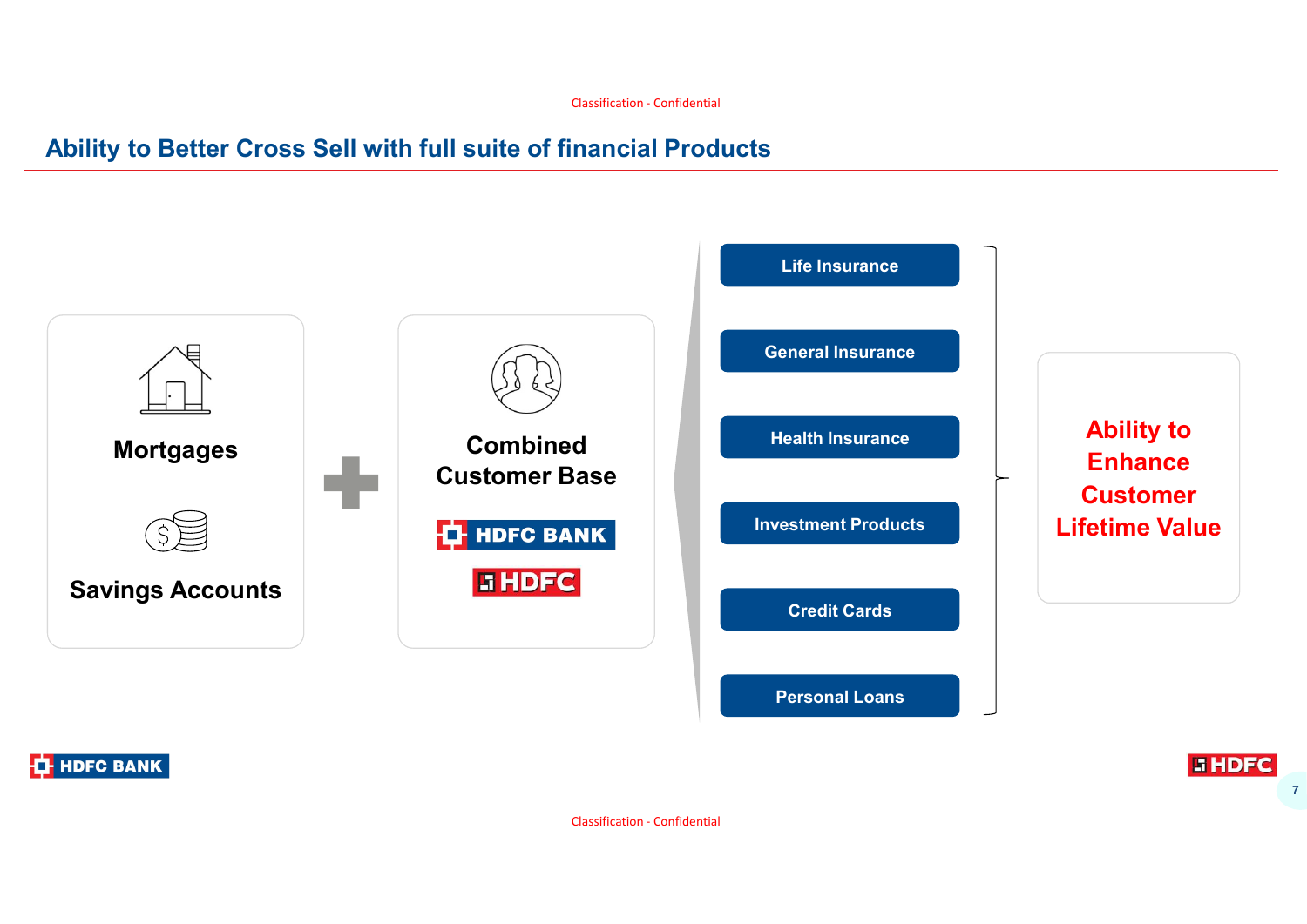## Ability to Better Cross Sell with full suite of financial Products

**Mortgages**

**Savings Accounts**

+

**Combined Customer Base**

HDFC BANK

HDFC

- Life Insurance
- General Insurance
- Health Insurance
- Investment Products
- Credit Cards
- Personal Loans

**Ability to Enhance Customer Lifetime Value**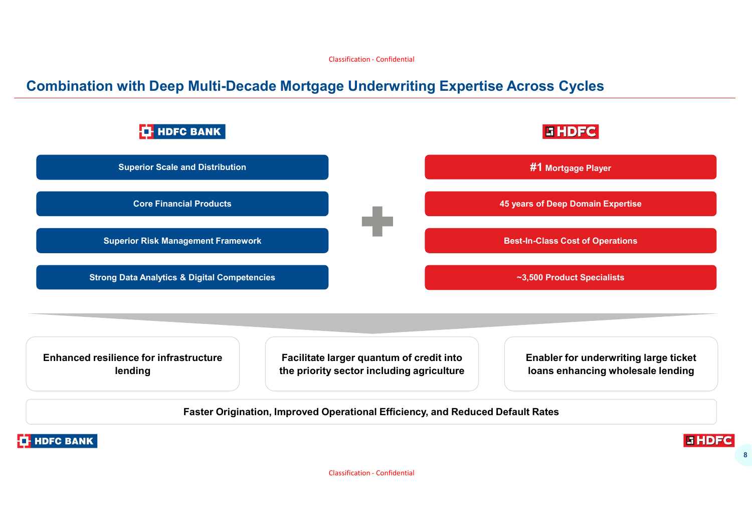## Combination with Deep Multi-Decade Mortgage Underwriting Expertise Across Cycles

| HDFC BANK | | HDFC |
|---|---|---|
| Superior Scale and Distribution | + | #1 Mortgage Player |
| Core Financial Products | | 45 years of Deep Domain Expertise |
| Superior Risk Management Framework | | Best-In-Class Cost of Operations |
| Strong Data Analytics & Digital Competencies | | ~3,500 Product Specialists |

- **Enhanced resilience for infrastructure lending**
- **Facilitate larger quantum of credit into the priority sector including agriculture**
- **Enabler for underwriting large ticket loans enhancing wholesale lending**

**Faster Origination, Improved Operational Efficiency, and Reduced Default Rates**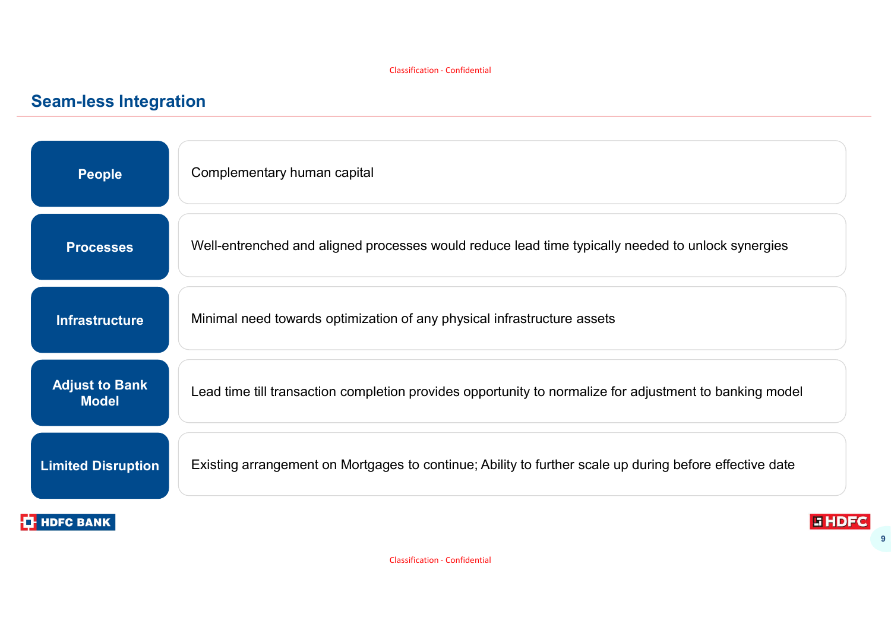## Seam-less Integration

| | |
|---|---|
| **People** | Complementary human capital |
| **Processes** | Well-entrenched and aligned processes would reduce lead time typically needed to unlock synergies |
| **Infrastructure** | Minimal need towards optimization of any physical infrastructure assets |
| **Adjust to Bank Model** | Lead time till transaction completion provides opportunity to normalize for adjustment to banking model |
| **Limited Disruption** | Existing arrangement on Mortgages to continue; Ability to further scale up during before effective date |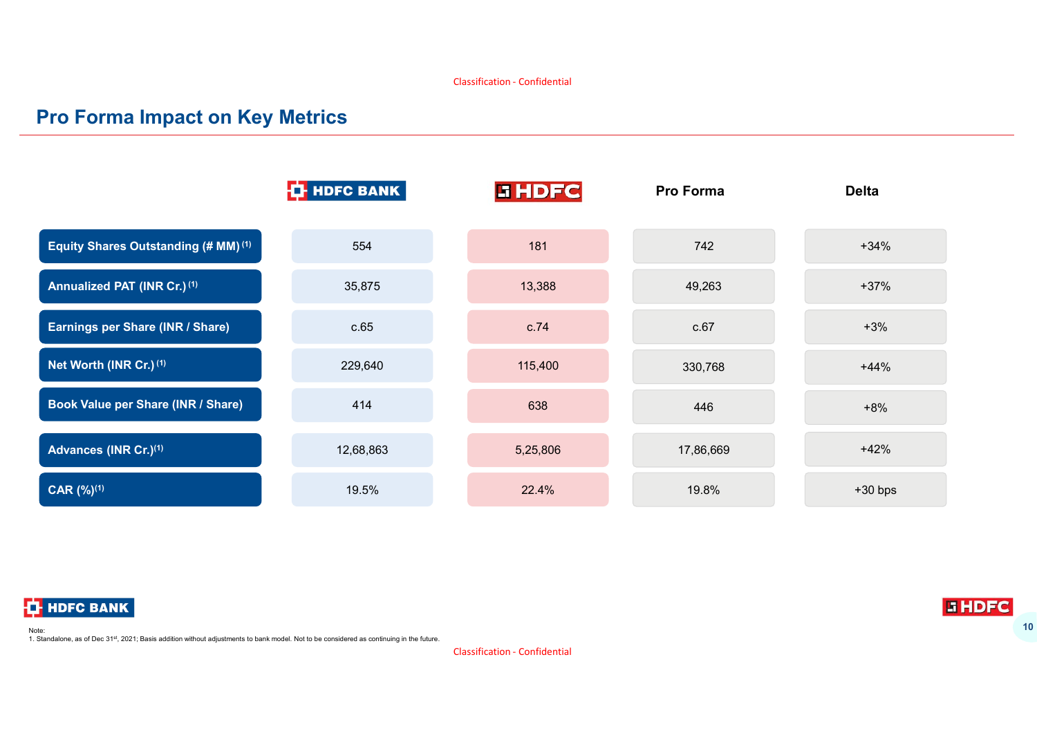## Pro Forma Impact on Key Metrics

| | HDFC BANK | HDFC | Pro Forma | Delta |
|---|---|---|---|---|
| Equity Shares Outstanding (# MM) [1] | 554 | 181 | 742 | +34% |
| Annualized PAT (INR Cr.) [1] | 35,875 | 13,388 | 49,263 | +37% |
| Earnings per Share (INR / Share) | c.65 | c.74 | c.67 | +3% |
| Net Worth (INR Cr.) [1] | 229,640 | 115,400 | 330,768 | +44% |
| Book Value per Share (INR / Share) | 414 | 638 | 446 | +8% |
| Advances (INR Cr.) [1] | 12,68,863 | 5,25,806 | 17,86,669 | +42% |
| CAR (%) [1] | 19.5% | 22.4% | 19.8% | +30 bps |

Note:
1. Standalone, as of Dec 31st, 2021; Basis addition without adjustments to bank model. Not to be considered as continuing in the future.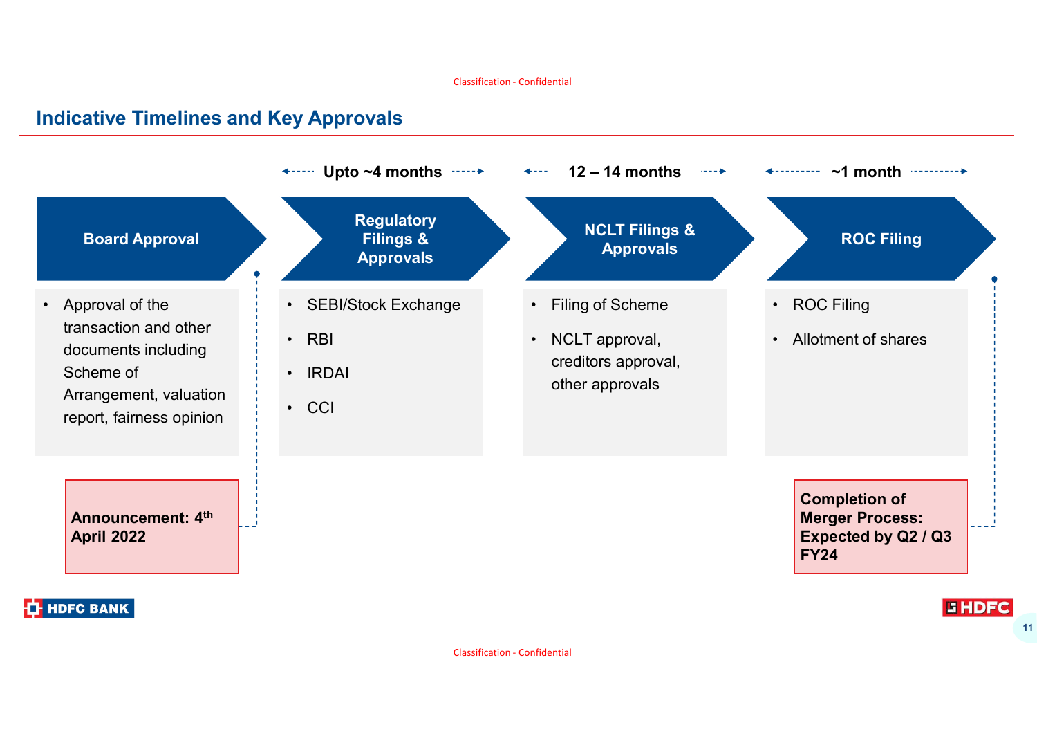## Indicative Timelines and Key Approvals

Upto ~4 months | 12 – 14 months | ~1 month

**Board Approval**

- Approval of the transaction and other documents including Scheme of Arrangement, valuation report, fairness opinion

**Regulatory Filings & Approvals** (Upto ~4 months)

- SEBI/Stock Exchange
- RBI
- IRDAI
- CCI

**NCLT Filings & Approvals** (12 – 14 months)

- Filing of Scheme
- NCLT approval, creditors approval, other approvals

**ROC Filing** (~1 month)

- ROC Filing
- Allotment of shares

**Announcement: 4th April 2022**

**Completion of Merger Process: Expected by Q2 / Q3 FY24**